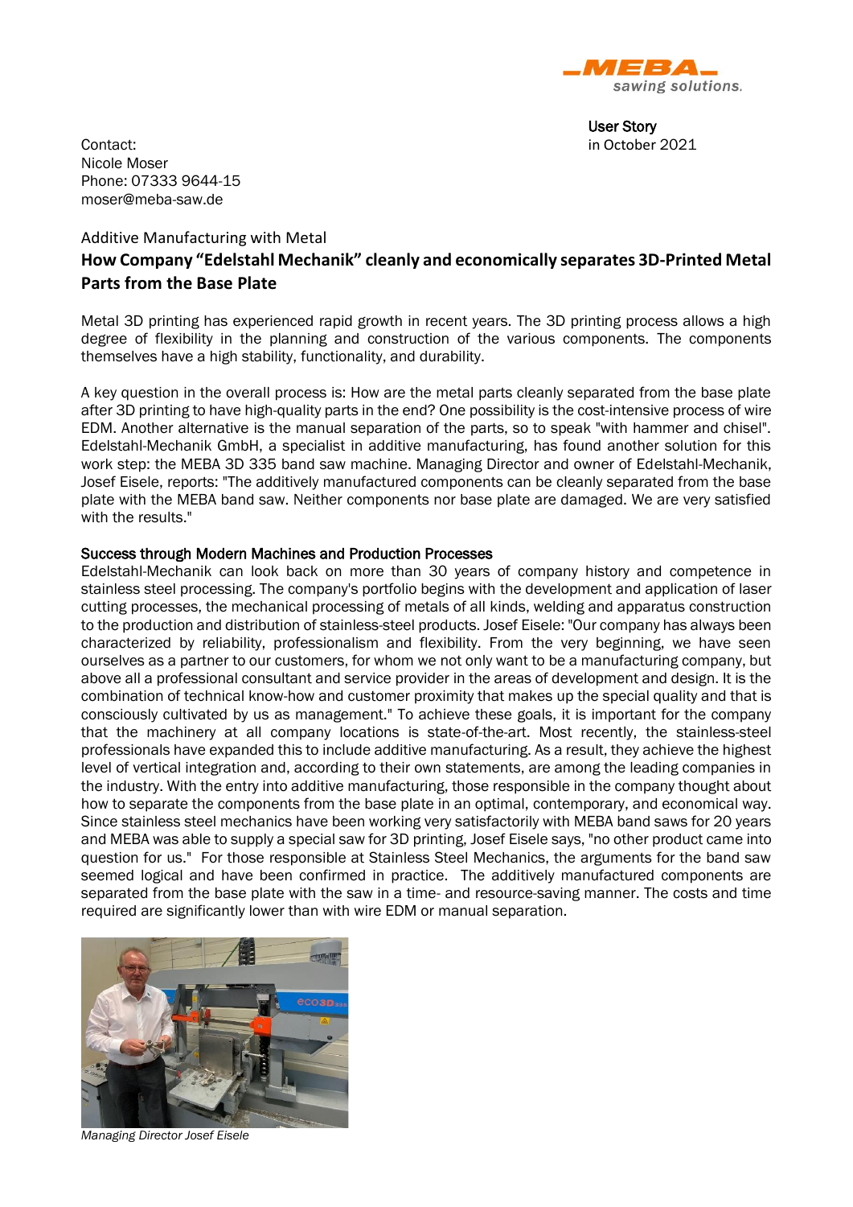User Story
in October 2021

Contact:
Nicole Moser
Phone: 07333 9644-15
moser@meba-saw.de

Additive Manufacturing with Metal

## How Company “Edelstahl Mechanik” cleanly and economically separates 3D-Printed Metal Parts from the Base Plate

Metal 3D printing has experienced rapid growth in recent years. The 3D printing process allows a high degree of flexibility in the planning and construction of the various components. The components themselves have a high stability, functionality, and durability.

A key question in the overall process is: How are the metal parts cleanly separated from the base plate after 3D printing to have high-quality parts in the end? One possibility is the cost-intensive process of wire EDM. Another alternative is the manual separation of the parts, so to speak "with hammer and chisel". Edelstahl-Mechanik GmbH, a specialist in additive manufacturing, has found another solution for this work step: the MEBA 3D 335 band saw machine. Managing Director and owner of Edelstahl-Mechanik, Josef Eisele, reports: "The additively manufactured components can be cleanly separated from the base plate with the MEBA band saw. Neither components nor base plate are damaged. We are very satisfied with the results."

### Success through Modern Machines and Production Processes

Edelstahl-Mechanik can look back on more than 30 years of company history and competence in stainless steel processing. The company's portfolio begins with the development and application of laser cutting processes, the mechanical processing of metals of all kinds, welding and apparatus construction to the production and distribution of stainless-steel products. Josef Eisele: "Our company has always been characterized by reliability, professionalism and flexibility. From the very beginning, we have seen ourselves as a partner to our customers, for whom we not only want to be a manufacturing company, but above all a professional consultant and service provider in the areas of development and design. It is the combination of technical know-how and customer proximity that makes up the special quality and that is consciously cultivated by us as management." To achieve these goals, it is important for the company that the machinery at all company locations is state-of-the-art. Most recently, the stainless-steel professionals have expanded this to include additive manufacturing. As a result, they achieve the highest level of vertical integration and, according to their own statements, are among the leading companies in the industry. With the entry into additive manufacturing, those responsible in the company thought about how to separate the components from the base plate in an optimal, contemporary, and economical way. Since stainless steel mechanics have been working very satisfactorily with MEBA band saws for 20 years and MEBA was able to supply a special saw for 3D printing, Josef Eisele says, "no other product came into question for us." For those responsible at Stainless Steel Mechanics, the arguments for the band saw seemed logical and have been confirmed in practice. The additively manufactured components are separated from the base plate with the saw in a time- and resource-saving manner. The costs and time required are significantly lower than with wire EDM or manual separation.

*Managing Director Josef Eisele*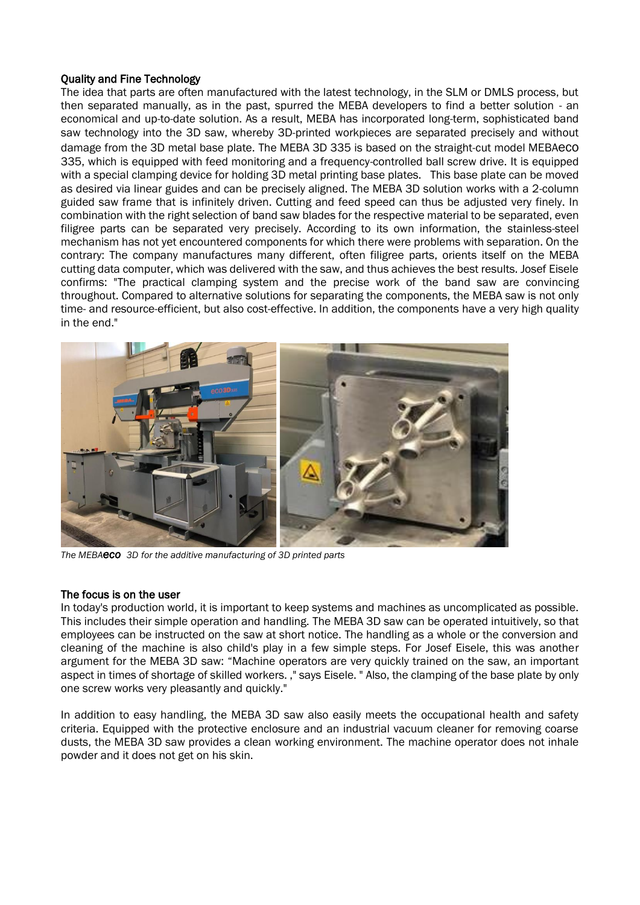**Quality and Fine Technology**

The idea that parts are often manufactured with the latest technology, in the SLM or DMLS process, but then separated manually, as in the past, spurred the MEBA developers to find a better solution - an economical and up-to-date solution. As a result, MEBA has incorporated long-term, sophisticated band saw technology into the 3D saw, whereby 3D-printed workpieces are separated precisely and without damage from the 3D metal base plate. The MEBA 3D 335 is based on the straight-cut model MEBAeco 335, which is equipped with feed monitoring and a frequency-controlled ball screw drive. It is equipped with a special clamping device for holding 3D metal printing base plates. This base plate can be moved as desired via linear guides and can be precisely aligned. The MEBA 3D solution works with a 2-column guided saw frame that is infinitely driven. Cutting and feed speed can thus be adjusted very finely. In combination with the right selection of band saw blades for the respective material to be separated, even filigree parts can be separated very precisely. According to its own information, the stainless-steel mechanism has not yet encountered components for which there were problems with separation. On the contrary: The company manufactures many different, often filigree parts, orients itself on the MEBA cutting data computer, which was delivered with the saw, and thus achieves the best results. Josef Eisele confirms: "The practical clamping system and the precise work of the band saw are convincing throughout. Compared to alternative solutions for separating the components, the MEBA saw is not only time- and resource-efficient, but also cost-effective. In addition, the components have a very high quality in the end."

*The MEBA**eco** 3D for the additive manufacturing of 3D printed parts*

**The focus is on the user**

In today's production world, it is important to keep systems and machines as uncomplicated as possible. This includes their simple operation and handling. The MEBA 3D saw can be operated intuitively, so that employees can be instructed on the saw at short notice. The handling as a whole or the conversion and cleaning of the machine is also child's play in a few simple steps. For Josef Eisele, this was another argument for the MEBA 3D saw: "Machine operators are very quickly trained on the saw, an important aspect in times of shortage of skilled workers. ," says Eisele. " Also, the clamping of the base plate by only one screw works very pleasantly and quickly."

In addition to easy handling, the MEBA 3D saw also easily meets the occupational health and safety criteria. Equipped with the protective enclosure and an industrial vacuum cleaner for removing coarse dusts, the MEBA 3D saw provides a clean working environment. The machine operator does not inhale powder and it does not get on his skin.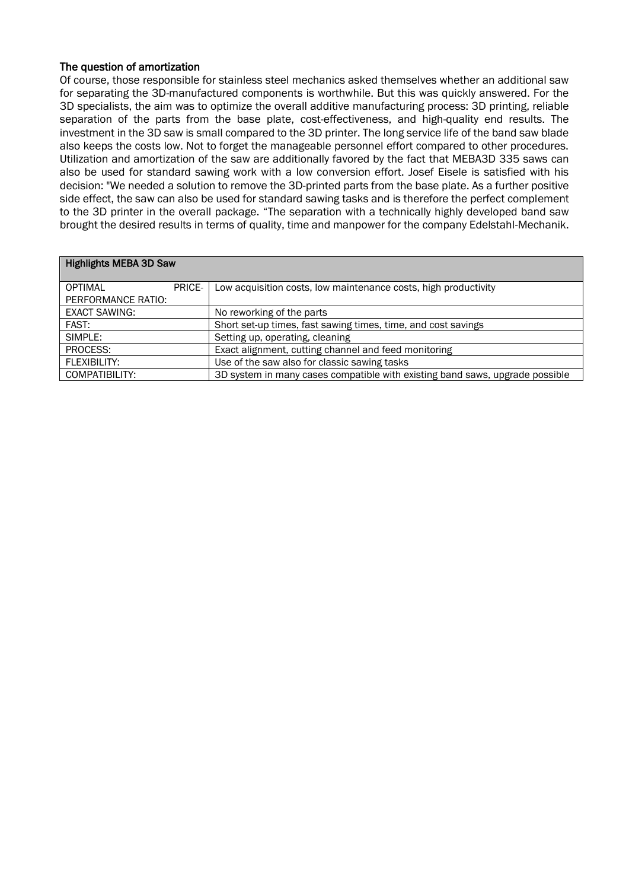### The question of amortization

Of course, those responsible for stainless steel mechanics asked themselves whether an additional saw for separating the 3D-manufactured components is worthwhile. But this was quickly answered. For the 3D specialists, the aim was to optimize the overall additive manufacturing process: 3D printing, reliable separation of the parts from the base plate, cost-effectiveness, and high-quality end results. The investment in the 3D saw is small compared to the 3D printer. The long service life of the band saw blade also keeps the costs low. Not to forget the manageable personnel effort compared to other procedures. Utilization and amortization of the saw are additionally favored by the fact that MEBA3D 335 saws can also be used for standard sawing work with a low conversion effort. Josef Eisele is satisfied with his decision: "We needed a solution to remove the 3D-printed parts from the base plate. As a further positive side effect, the saw can also be used for standard sawing tasks and is therefore the perfect complement to the 3D printer in the overall package. "The separation with a technically highly developed band saw brought the desired results in terms of quality, time and manpower for the company Edelstahl-Mechanik.

| **Highlights MEBA 3D Saw** | |
|---|---|
| OPTIMAL PRICE-PERFORMANCE RATIO: | Low acquisition costs, low maintenance costs, high productivity |
| EXACT SAWING: | No reworking of the parts |
| FAST: | Short set-up times, fast sawing times, time, and cost savings |
| SIMPLE: | Setting up, operating, cleaning |
| PROCESS: | Exact alignment, cutting channel and feed monitoring |
| FLEXIBILITY: | Use of the saw also for classic sawing tasks |
| COMPATIBILITY: | 3D system in many cases compatible with existing band saws, upgrade possible |